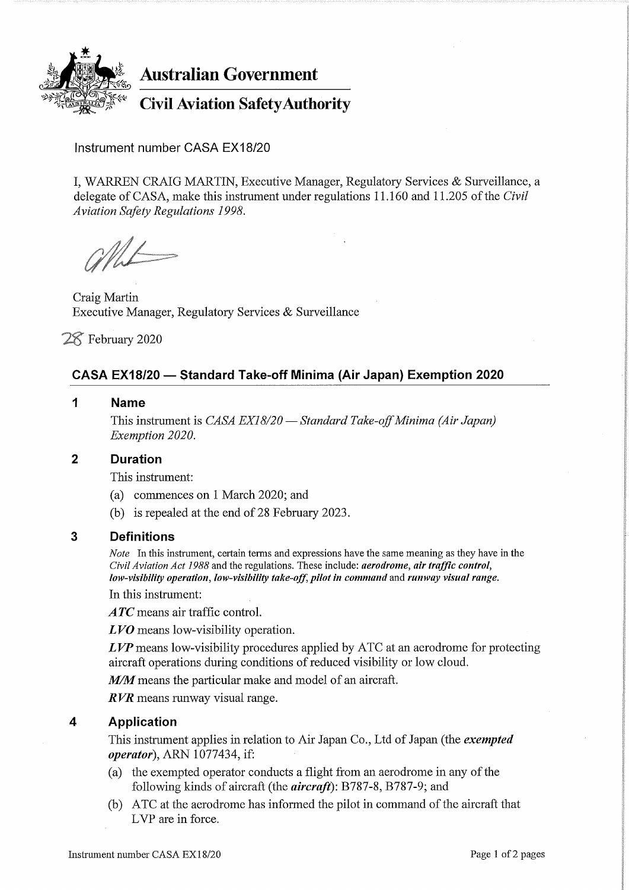**Australian Government**

**Civil Aviation Safety Authority**

Instrument number CASA EX18/20

I, WARREN CRAIG MARTIN, Executive Manager, Regulatory Services & Surveillance, a delegate of CASA, make this instrument under regulations 11.160 and 11.205 of the *Civil Aviation Safety Regulations 1998*.

Craig Martin
Executive Manager, Regulatory Services & Surveillance

28 February 2020

## CASA EX18/20 — Standard Take-off Minima (Air Japan) Exemption 2020

### 1 Name

This instrument is *CASA EX18/20 — Standard Take-off Minima (Air Japan) Exemption 2020*.

### 2 Duration

This instrument:

(a) commences on 1 March 2020; and

(b) is repealed at the end of 28 February 2023.

### 3 Definitions

*Note* In this instrument, certain terms and expressions have the same meaning as they have in the *Civil Aviation Act 1988* and the regulations. These include: ***aerodrome***, ***air traffic control***, ***low-visibility operation***, ***low-visibility take-off***, ***pilot in command*** and ***runway visual range***.

In this instrument:

***ATC*** means air traffic control.

***LVO*** means low-visibility operation.

***LVP*** means low-visibility procedures applied by ATC at an aerodrome for protecting aircraft operations during conditions of reduced visibility or low cloud.

***M/M*** means the particular make and model of an aircraft.

***RVR*** means runway visual range.

### 4 Application

This instrument applies in relation to Air Japan Co., Ltd of Japan (the ***exempted operator***), ARN 1077434, if:

(a) the exempted operator conducts a flight from an aerodrome in any of the following kinds of aircraft (the ***aircraft***): B787-8, B787-9; and

(b) ATC at the aerodrome has informed the pilot in command of the aircraft that LVP are in force.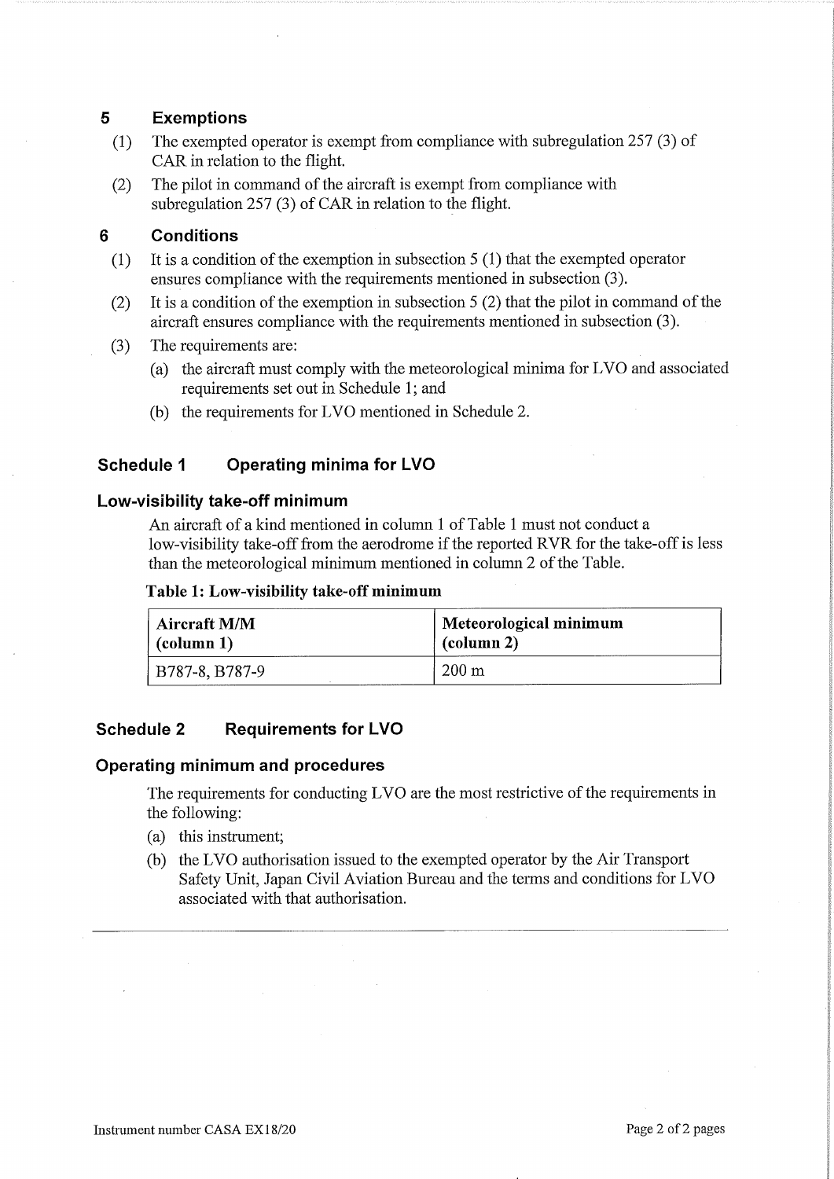## 5 Exemptions

(1) The exempted operator is exempt from compliance with subregulation 257 (3) of CAR in relation to the flight.

(2) The pilot in command of the aircraft is exempt from compliance with subregulation 257 (3) of CAR in relation to the flight.

## 6 Conditions

(1) It is a condition of the exemption in subsection 5 (1) that the exempted operator ensures compliance with the requirements mentioned in subsection (3).

(2) It is a condition of the exemption in subsection 5 (2) that the pilot in command of the aircraft ensures compliance with the requirements mentioned in subsection (3).

(3) The requirements are:

(a) the aircraft must comply with the meteorological minima for LVO and associated requirements set out in Schedule 1; and

(b) the requirements for LVO mentioned in Schedule 2.

## Schedule 1 Operating minima for LVO

### Low-visibility take-off minimum

An aircraft of a kind mentioned in column 1 of Table 1 must not conduct a low-visibility take-off from the aerodrome if the reported RVR for the take-off is less than the meteorological minimum mentioned in column 2 of the Table.

**Table 1: Low-visibility take-off minimum**

| Aircraft M/M (column 1) | Meteorological minimum (column 2) |
|---|---|
| B787-8, B787-9 | 200 m |

## Schedule 2 Requirements for LVO

### Operating minimum and procedures

The requirements for conducting LVO are the most restrictive of the requirements in the following:

(a) this instrument;

(b) the LVO authorisation issued to the exempted operator by the Air Transport Safety Unit, Japan Civil Aviation Bureau and the terms and conditions for LVO associated with that authorisation.

Instrument number CASA EX18/20